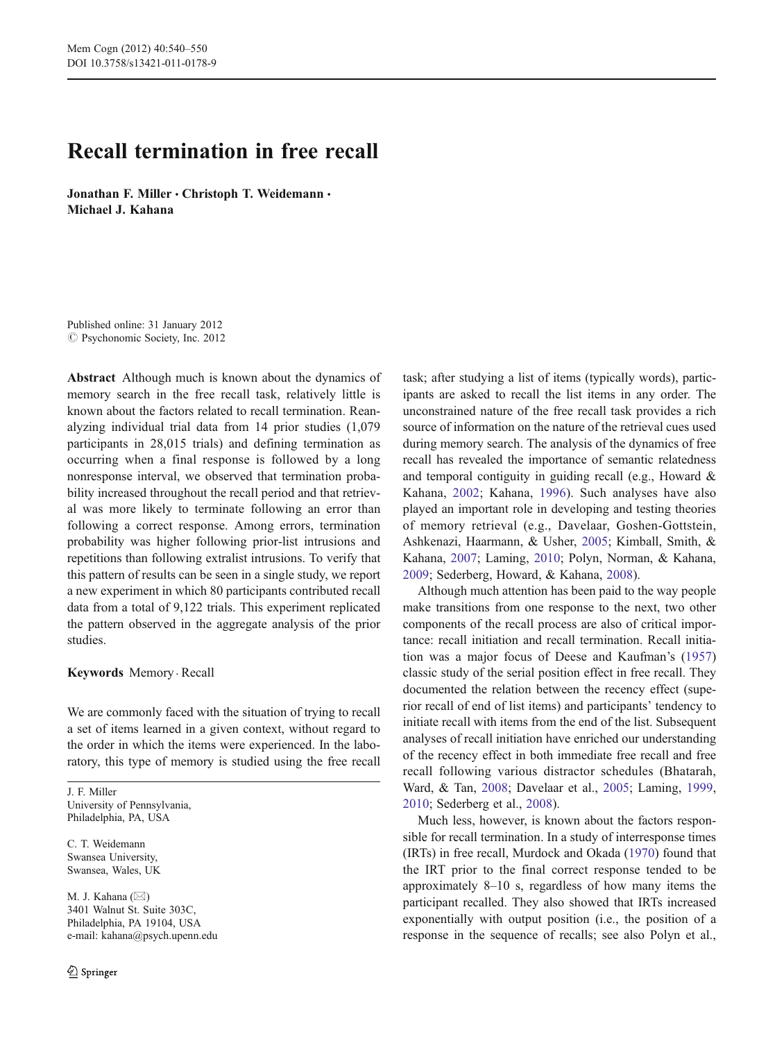# Recall termination in free recall

**Jonathan F. Miller · Christoph T. Weidemann · Michael J. Kahana**

Published online: 31 January 2012
© Psychonomic Society, Inc. 2012

**Abstract** Although much is known about the dynamics of memory search in the free recall task, relatively little is known about the factors related to recall termination. Reanalyzing individual trial data from 14 prior studies (1,079 participants in 28,015 trials) and defining termination as occurring when a final response is followed by a long nonresponse interval, we observed that termination probability increased throughout the recall period and that retrieval was more likely to terminate following an error than following a correct response. Among errors, termination probability was higher following prior-list intrusions and repetitions than following extralist intrusions. To verify that this pattern of results can be seen in a single study, we report a new experiment in which 80 participants contributed recall data from a total of 9,122 trials. This experiment replicated the pattern observed in the aggregate analysis of the prior studies.

**Keywords** Memory · Recall

We are commonly faced with the situation of trying to recall a set of items learned in a given context, without regard to the order in which the items were experienced. In the laboratory, this type of memory is studied using the free recall task; after studying a list of items (typically words), participants are asked to recall the list items in any order. The unconstrained nature of the free recall task provides a rich source of information on the nature of the retrieval cues used during memory search. The analysis of the dynamics of free recall has revealed the importance of semantic relatedness and temporal contiguity in guiding recall (e.g., Howard & Kahana, 2002; Kahana, 1996). Such analyses have also played an important role in developing and testing theories of memory retrieval (e.g., Davelaar, Goshen-Gottstein, Ashkenazi, Haarmann, & Usher, 2005; Kimball, Smith, & Kahana, 2007; Laming, 2010; Polyn, Norman, & Kahana, 2009; Sederberg, Howard, & Kahana, 2008).

Although much attention has been paid to the way people make transitions from one response to the next, two other components of the recall process are also of critical importance: recall initiation and recall termination. Recall initiation was a major focus of Deese and Kaufman's (1957) classic study of the serial position effect in free recall. They documented the relation between the recency effect (superior recall of end of list items) and participants' tendency to initiate recall with items from the end of the list. Subsequent analyses of recall initiation have enriched our understanding of the recency effect in both immediate free recall and free recall following various distractor schedules (Bhatarah, Ward, & Tan, 2008; Davelaar et al., 2005; Laming, 1999, 2010; Sederberg et al., 2008).

Much less, however, is known about the factors responsible for recall termination. In a study of interresponse times (IRTs) in free recall, Murdock and Okada (1970) found that the IRT prior to the final correct response tended to be approximately 8–10 s, regardless of how many items the participant recalled. They also showed that IRTs increased exponentially with output position (i.e., the position of a response in the sequence of recalls; see also Polyn et al.,

J. F. Miller
University of Pennsylvania,
Philadelphia, PA, USA

C. T. Weidemann
Swansea University,
Swansea, Wales, UK

M. J. Kahana (✉)
3401 Walnut St. Suite 303C,
Philadelphia, PA 19104, USA
e-mail: kahana@psych.upenn.edu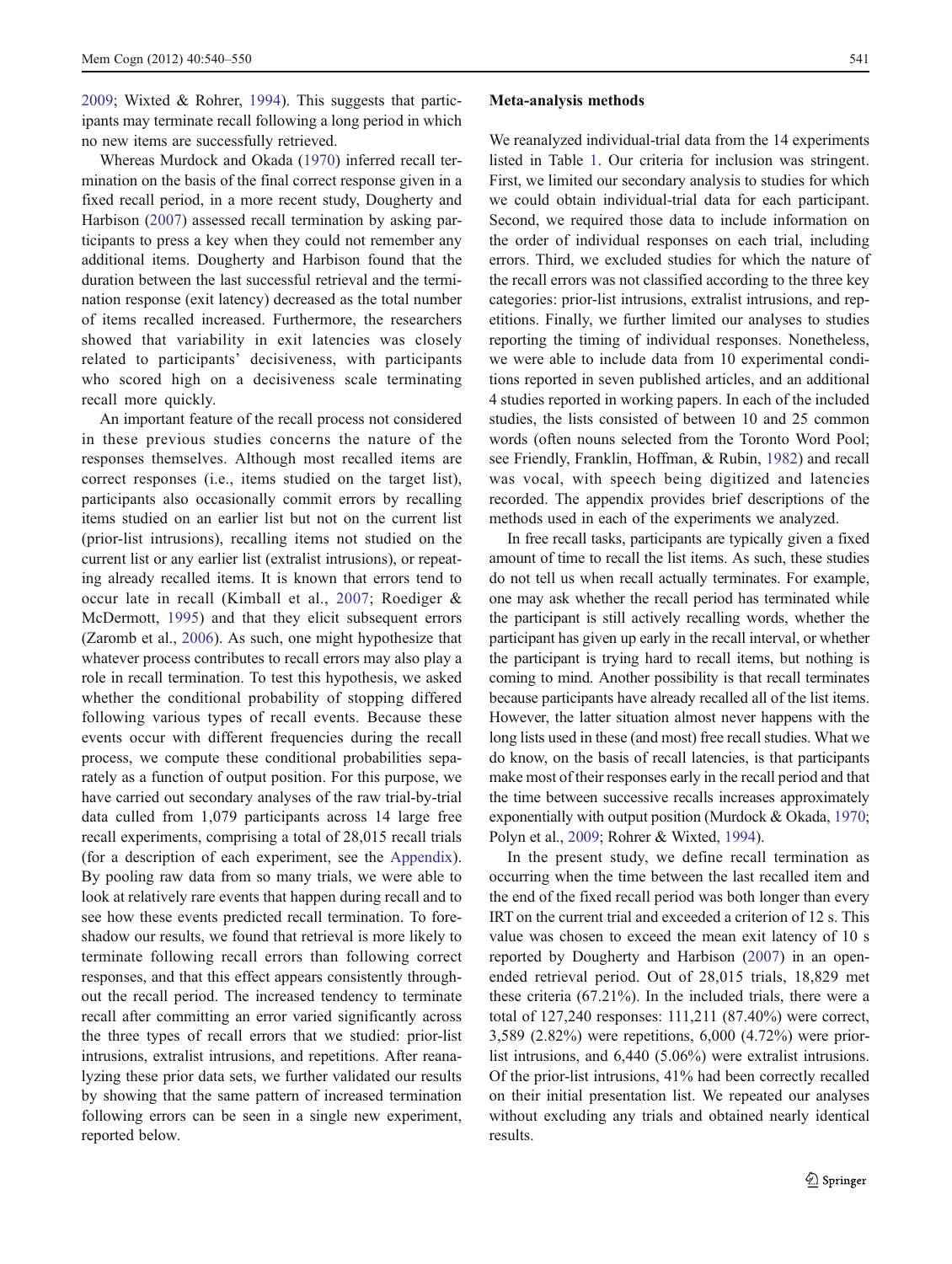2009; Wixted & Rohrer, 1994). This suggests that participants may terminate recall following a long period in which no new items are successfully retrieved.

Whereas Murdock and Okada (1970) inferred recall termination on the basis of the final correct response given in a fixed recall period, in a more recent study, Dougherty and Harbison (2007) assessed recall termination by asking participants to press a key when they could not remember any additional items. Dougherty and Harbison found that the duration between the last successful retrieval and the termination response (exit latency) decreased as the total number of items recalled increased. Furthermore, the researchers showed that variability in exit latencies was closely related to participants' decisiveness, with participants who scored high on a decisiveness scale terminating recall more quickly.

An important feature of the recall process not considered in these previous studies concerns the nature of the responses themselves. Although most recalled items are correct responses (i.e., items studied on the target list), participants also occasionally commit errors by recalling items studied on an earlier list but not on the current list (prior-list intrusions), recalling items not studied on the current list or any earlier list (extralist intrusions), or repeating already recalled items. It is known that errors tend to occur late in recall (Kimball et al., 2007; Roediger & McDermott, 1995) and that they elicit subsequent errors (Zaromb et al., 2006). As such, one might hypothesize that whatever process contributes to recall errors may also play a role in recall termination. To test this hypothesis, we asked whether the conditional probability of stopping differed following various types of recall events. Because these events occur with different frequencies during the recall process, we compute these conditional probabilities separately as a function of output position. For this purpose, we have carried out secondary analyses of the raw trial-by-trial data culled from 1,079 participants across 14 large free recall experiments, comprising a total of 28,015 recall trials (for a description of each experiment, see the Appendix). By pooling raw data from so many trials, we were able to look at relatively rare events that happen during recall and to see how these events predicted recall termination. To foreshadow our results, we found that retrieval is more likely to terminate following recall errors than following correct responses, and that this effect appears consistently throughout the recall period. The increased tendency to terminate recall after committing an error varied significantly across the three types of recall errors that we studied: prior-list intrusions, extralist intrusions, and repetitions. After reanalyzing these prior data sets, we further validated our results by showing that the same pattern of increased termination following errors can be seen in a single new experiment, reported below.

## Meta-analysis methods

We reanalyzed individual-trial data from the 14 experiments listed in Table 1. Our criteria for inclusion was stringent. First, we limited our secondary analysis to studies for which we could obtain individual-trial data for each participant. Second, we required those data to include information on the order of individual responses on each trial, including errors. Third, we excluded studies for which the nature of the recall errors was not classified according to the three key categories: prior-list intrusions, extralist intrusions, and repetitions. Finally, we further limited our analyses to studies reporting the timing of individual responses. Nonetheless, we were able to include data from 10 experimental conditions reported in seven published articles, and an additional 4 studies reported in working papers. In each of the included studies, the lists consisted of between 10 and 25 common words (often nouns selected from the Toronto Word Pool; see Friendly, Franklin, Hoffman, & Rubin, 1982) and recall was vocal, with speech being digitized and latencies recorded. The appendix provides brief descriptions of the methods used in each of the experiments we analyzed.

In free recall tasks, participants are typically given a fixed amount of time to recall the list items. As such, these studies do not tell us when recall actually terminates. For example, one may ask whether the recall period has terminated while the participant is still actively recalling words, whether the participant has given up early in the recall interval, or whether the participant is trying hard to recall items, but nothing is coming to mind. Another possibility is that recall terminates because participants have already recalled all of the list items. However, the latter situation almost never happens with the long lists used in these (and most) free recall studies. What we do know, on the basis of recall latencies, is that participants make most of their responses early in the recall period and that the time between successive recalls increases approximately exponentially with output position (Murdock & Okada, 1970; Polyn et al., 2009; Rohrer & Wixted, 1994).

In the present study, we define recall termination as occurring when the time between the last recalled item and the end of the fixed recall period was both longer than every IRT on the current trial and exceeded a criterion of 12 s. This value was chosen to exceed the mean exit latency of 10 s reported by Dougherty and Harbison (2007) in an open-ended retrieval period. Out of 28,015 trials, 18,829 met these criteria (67.21%). In the included trials, there were a total of 127,240 responses: 111,211 (87.40%) were correct, 3,589 (2.82%) were repetitions, 6,000 (4.72%) were prior-list intrusions, and 6,440 (5.06%) were extralist intrusions. Of the prior-list intrusions, 41% had been correctly recalled on their initial presentation list. We repeated our analyses without excluding any trials and obtained nearly identical results.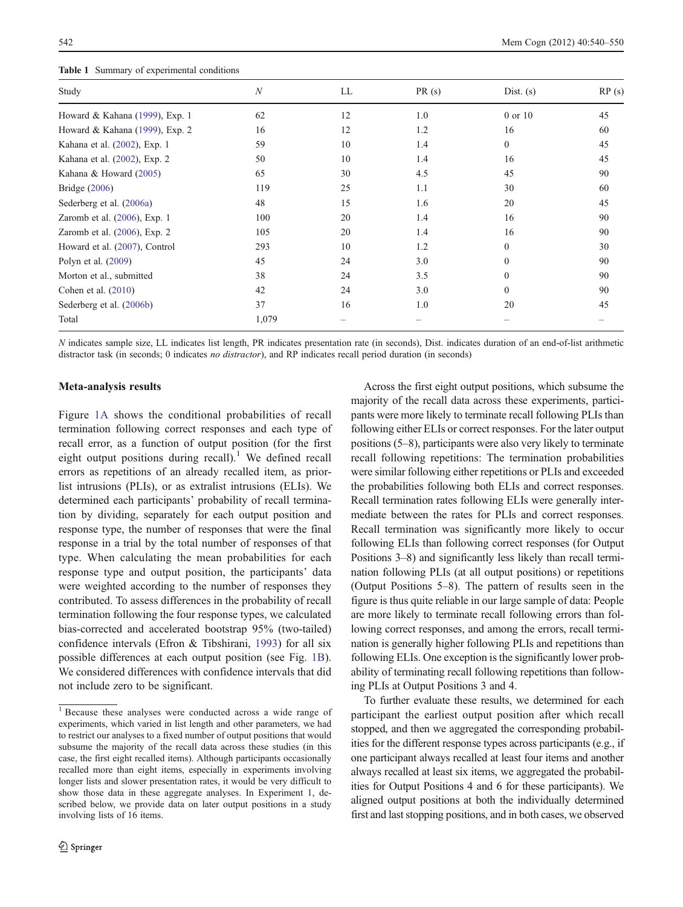**Table 1** Summary of experimental conditions

| Study | *N* | LL | PR (s) | Dist. (s) | RP (s) |
|---|---|---|---|---|---|
| Howard & Kahana (1999), Exp. 1 | 62 | 12 | 1.0 | 0 or 10 | 45 |
| Howard & Kahana (1999), Exp. 2 | 16 | 12 | 1.2 | 16 | 60 |
| Kahana et al. (2002), Exp. 1 | 59 | 10 | 1.4 | 0 | 45 |
| Kahana et al. (2002), Exp. 2 | 50 | 10 | 1.4 | 16 | 45 |
| Kahana & Howard (2005) | 65 | 30 | 4.5 | 45 | 90 |
| Bridge (2006) | 119 | 25 | 1.1 | 30 | 60 |
| Sederberg et al. (2006a) | 48 | 15 | 1.6 | 20 | 45 |
| Zaromb et al. (2006), Exp. 1 | 100 | 20 | 1.4 | 16 | 90 |
| Zaromb et al. (2006), Exp. 2 | 105 | 20 | 1.4 | 16 | 90 |
| Howard et al. (2007), Control | 293 | 10 | 1.2 | 0 | 30 |
| Polyn et al. (2009) | 45 | 24 | 3.0 | 0 | 90 |
| Morton et al., submitted | 38 | 24 | 3.5 | 0 | 90 |
| Cohen et al. (2010) | 42 | 24 | 3.0 | 0 | 90 |
| Sederberg et al. (2006b) | 37 | 16 | 1.0 | 20 | 45 |
| Total | 1,079 | – | – | – | – |

*N* indicates sample size, LL indicates list length, PR indicates presentation rate (in seconds), Dist. indicates duration of an end-of-list arithmetic distractor task (in seconds; 0 indicates *no distractor*), and RP indicates recall period duration (in seconds)

**Meta-analysis results**

Figure 1A shows the conditional probabilities of recall termination following correct responses and each type of recall error, as a function of output position (for the first eight output positions during recall).[1] We defined recall errors as repetitions of an already recalled item, as prior-list intrusions (PLIs), or as extralist intrusions (ELIs). We determined each participants' probability of recall termination by dividing, separately for each output position and response type, the number of responses that were the final response in a trial by the total number of responses of that type. When calculating the mean probabilities for each response type and output position, the participants' data were weighted according to the number of responses they contributed. To assess differences in the probability of recall termination following the four response types, we calculated bias-corrected and accelerated bootstrap 95% (two-tailed) confidence intervals (Efron & Tibshirani, 1993) for all six possible differences at each output position (see Fig. 1B). We considered differences with confidence intervals that did not include zero to be significant.

Across the first eight output positions, which subsume the majority of the recall data across these experiments, participants were more likely to terminate recall following PLIs than following either ELIs or correct responses. For the later output positions (5–8), participants were also very likely to terminate recall following repetitions: The termination probabilities were similar following either repetitions or PLIs and exceeded the probabilities following both ELIs and correct responses. Recall termination rates following ELIs were generally intermediate between the rates for PLIs and correct responses. Recall termination was significantly more likely to occur following ELIs than following correct responses (for Output Positions 3–8) and significantly less likely than recall termination following PLIs (at all output positions) or repetitions (Output Positions 5–8). The pattern of results seen in the figure is thus quite reliable in our large sample of data: People are more likely to terminate recall following errors than following correct responses, and among the errors, recall termination is generally higher following PLIs and repetitions than following ELIs. One exception is the significantly lower probability of terminating recall following repetitions than following PLIs at Output Positions 3 and 4.

To further evaluate these results, we determined for each participant the earliest output position after which recall stopped, and then we aggregated the corresponding probabilities for the different response types across participants (e.g., if one participant always recalled at least four items and another always recalled at least six items, we aggregated the probabilities for Output Positions 4 and 6 for these participants). We aligned output positions at both the individually determined first and last stopping positions, and in both cases, we observed

[1] Because these analyses were conducted across a wide range of experiments, which varied in list length and other parameters, we had to restrict our analyses to a fixed number of output positions that would subsume the majority of the recall data across these studies (in this case, the first eight recalled items). Although participants occasionally recalled more than eight items, especially in experiments involving longer lists and slower presentation rates, it would be very difficult to show those data in these aggregate analyses. In Experiment 1, described below, we provide data on later output positions in a study involving lists of 16 items.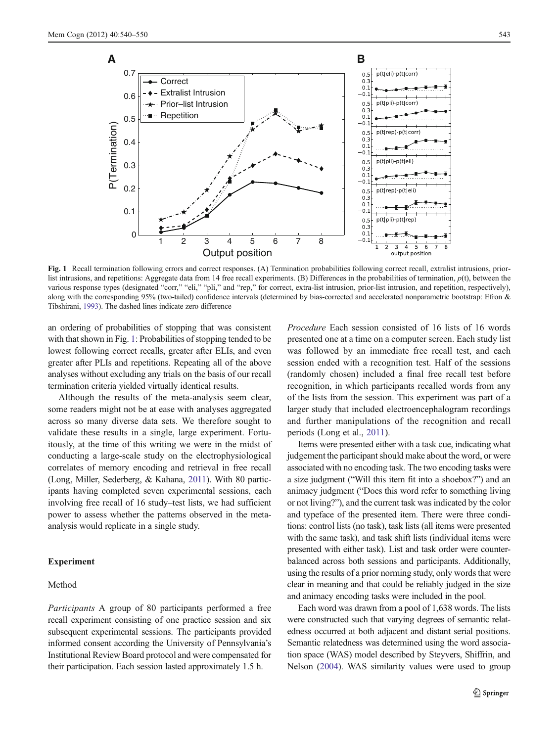Fig. 1 Recall termination following errors and correct responses. (A) Termination probabilities following correct recall, extralist intrusions, prior-list intrusions, and repetitions: Aggregate data from 14 free recall experiments. (B) Differences in the probabilities of termination, $p(t)$, between the various response types (designated "corr," "eli," "pli," and "rep," for correct, extra-list intrusion, prior-list intrusion, and repetition, respectively), along with the corresponding 95% (two-tailed) confidence intervals (determined by bias-corrected and accelerated nonparametric bootstrap: Efron & Tibshirani, 1993). The dashed lines indicate zero difference

an ordering of probabilities of stopping that was consistent with that shown in Fig. 1: Probabilities of stopping tended to be lowest following correct recalls, greater after ELIs, and even greater after PLIs and repetitions. Repeating all of the above analyses without excluding any trials on the basis of our recall termination criteria yielded virtually identical results.

Although the results of the meta-analysis seem clear, some readers might not be at ease with analyses aggregated across so many diverse data sets. We therefore sought to validate these results in a single, large experiment. Fortuitously, at the time of this writing we were in the midst of conducting a large-scale study on the electrophysiological correlates of memory encoding and retrieval in free recall (Long, Miller, Sederberg, & Kahana, 2011). With 80 participants having completed seven experimental sessions, each involving free recall of 16 study–test lists, we had sufficient power to assess whether the patterns observed in the meta-analysis would replicate in a single study.

## Experiment

### Method

*Participants* A group of 80 participants performed a free recall experiment consisting of one practice session and six subsequent experimental sessions. The participants provided informed consent according the University of Pennsylvania's Institutional Review Board protocol and were compensated for their participation. Each session lasted approximately 1.5 h.

*Procedure* Each session consisted of 16 lists of 16 words presented one at a time on a computer screen. Each study list was followed by an immediate free recall test, and each session ended with a recognition test. Half of the sessions (randomly chosen) included a final free recall test before recognition, in which participants recalled words from any of the lists from the session. This experiment was part of a larger study that included electroencephalogram recordings and further manipulations of the recognition and recall periods (Long et al., 2011).

Items were presented either with a task cue, indicating what judgement the participant should make about the word, or were associated with no encoding task. The two encoding tasks were a size judgment ("Will this item fit into a shoebox?") and an animacy judgment ("Does this word refer to something living or not living?"), and the current task was indicated by the color and typeface of the presented item. There were three conditions: control lists (no task), task lists (all items were presented with the same task), and task shift lists (individual items were presented with either task). List and task order were counterbalanced across both sessions and participants. Additionally, using the results of a prior norming study, only words that were clear in meaning and that could be reliably judged in the size and animacy encoding tasks were included in the pool.

Each word was drawn from a pool of 1,638 words. The lists were constructed such that varying degrees of semantic relatedness occurred at both adjacent and distant serial positions. Semantic relatedness was determined using the word association space (WAS) model described by Steyvers, Shiffrin, and Nelson (2004). WAS similarity values were used to group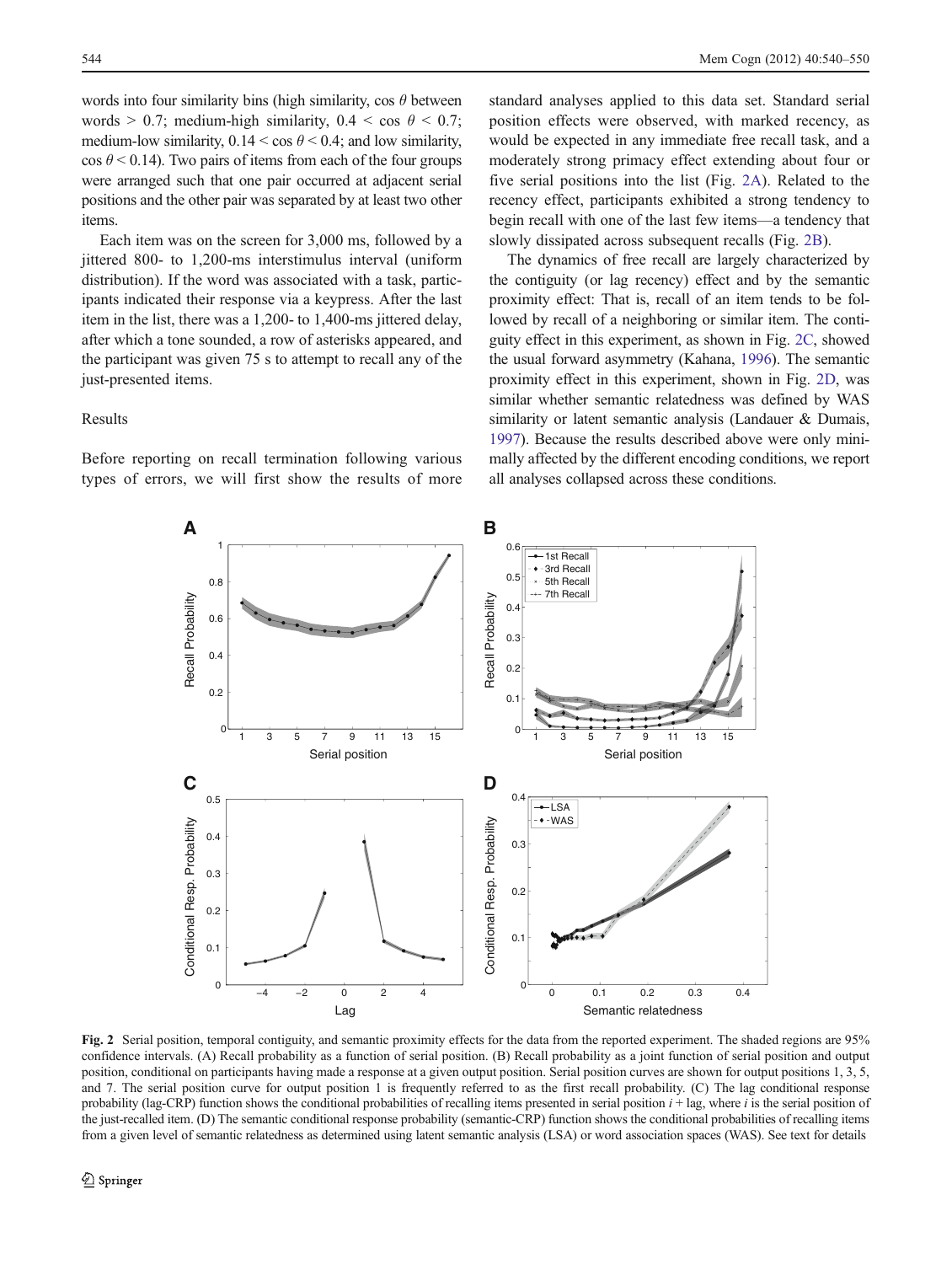words into four similarity bins (high similarity, cos $\theta$ between words > 0.7; medium-high similarity, 0.4 < cos $\theta$ < 0.7; medium-low similarity, 0.14 < cos $\theta$ < 0.4; and low similarity, cos $\theta$ < 0.14). Two pairs of items from each of the four groups were arranged such that one pair occurred at adjacent serial positions and the other pair was separated by at least two other items.

Each item was on the screen for 3,000 ms, followed by a jittered 800- to 1,200-ms interstimulus interval (uniform distribution). If the word was associated with a task, participants indicated their response via a keypress. After the last item in the list, there was a 1,200- to 1,400-ms jittered delay, after which a tone sounded, a row of asterisks appeared, and the participant was given 75 s to attempt to recall any of the just-presented items.

## Results

Before reporting on recall termination following various types of errors, we will first show the results of more standard analyses applied to this data set. Standard serial position effects were observed, with marked recency, as would be expected in any immediate free recall task, and a moderately strong primacy effect extending about four or five serial positions into the list (Fig. 2A). Related to the recency effect, participants exhibited a strong tendency to begin recall with one of the last few items—a tendency that slowly dissipated across subsequent recalls (Fig. 2B).

The dynamics of free recall are largely characterized by the contiguity (or lag recency) effect and by the semantic proximity effect: That is, recall of an item tends to be followed by recall of a neighboring or similar item. The contiguity effect in this experiment, as shown in Fig. 2C, showed the usual forward asymmetry (Kahana, 1996). The semantic proximity effect in this experiment, shown in Fig. 2D, was similar whether semantic relatedness was defined by WAS similarity or latent semantic analysis (Landauer & Dumais, 1997). Because the results described above were only minimally affected by the different encoding conditions, we report all analyses collapsed across these conditions.

**Fig. 2** Serial position, temporal contiguity, and semantic proximity effects for the data from the reported experiment. The shaded regions are 95% confidence intervals. (A) Recall probability as a function of serial position. (B) Recall probability as a joint function of serial position and output position, conditional on participants having made a response at a given output position. Serial position curves are shown for output positions 1, 3, 5, and 7. The serial position curve for output position 1 is frequently referred to as the first recall probability. (C) The lag conditional response probability (lag-CRP) function shows the conditional probabilities of recalling items presented in serial position $i$ + lag, where $i$ is the serial position of the just-recalled item. (D) The semantic conditional response probability (semantic-CRP) function shows the conditional probabilities of recalling items from a given level of semantic relatedness as determined using latent semantic analysis (LSA) or word association spaces (WAS). See text for details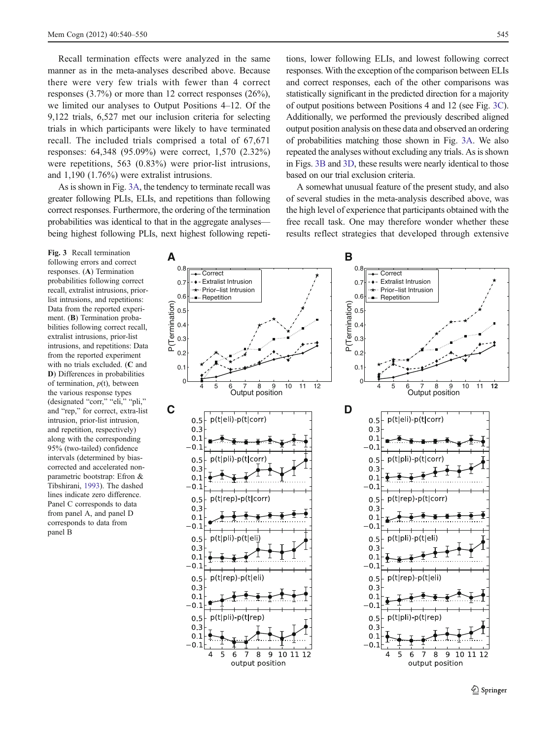Recall termination effects were analyzed in the same manner as in the meta-analyses described above. Because there were very few trials with fewer than 4 correct responses (3.7%) or more than 12 correct responses (26%), we limited our analyses to Output Positions 4–12. Of the 9,122 trials, 6,527 met our inclusion criteria for selecting trials in which participants were likely to have terminated recall. The included trials comprised a total of 67,671 responses: 64,348 (95.09%) were correct, 1,570 (2.32%) were repetitions, 563 (0.83%) were prior-list intrusions, and 1,190 (1.76%) were extralist intrusions.

As is shown in Fig. 3A, the tendency to terminate recall was greater following PLIs, ELIs, and repetitions than following correct responses. Furthermore, the ordering of the termination probabilities was identical to that in the aggregate analyses—being highest following PLIs, next highest following repetitions, lower following ELIs, and lowest following correct responses. With the exception of the comparison between ELIs and correct responses, each of the other comparisons was statistically significant in the predicted direction for a majority of output positions between Positions 4 and 12 (see Fig. 3C). Additionally, we performed the previously described aligned output position analysis on these data and observed an ordering of probabilities matching those shown in Fig. 3A. We also repeated the analyses without excluding any trials. As is shown in Figs. 3B and 3D, these results were nearly identical to those based on our trial exclusion criteria.

A somewhat unusual feature of the present study, and also of several studies in the meta-analysis described above, was the high level of experience that participants obtained with the free recall task. One may therefore wonder whether these results reflect strategies that developed through extensive

**Fig. 3** Recall termination following errors and correct responses. (**A**) Termination probabilities following correct recall, extralist intrusions, prior-list intrusions, and repetitions: Data from the reported experiment. (**B**) Termination probabilities following correct recall, extralist intrusions, prior-list intrusions, and repetitions: Data from the reported experiment with no trials excluded. (**C** and **D**) Differences in probabilities of termination, $p$(t), between the various response types (designated "corr," "eli," "pli," and "rep," for correct, extra-list intrusion, prior-list intrusion, and repetition, respectively) along with the corresponding 95% (two-tailed) confidence intervals (determined by bias-corrected and accelerated non-parametric bootstrap: Efron & Tibshirani, 1993). The dashed lines indicate zero difference. Panel C corresponds to data from panel A, and panel D corresponds to data from panel B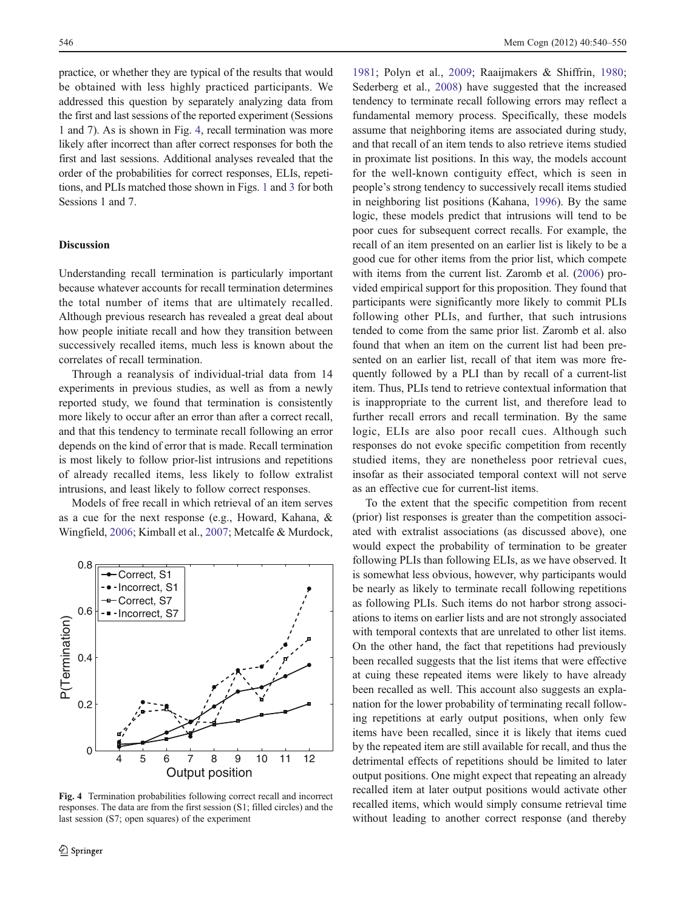practice, or whether they are typical of the results that would be obtained with less highly practiced participants. We addressed this question by separately analyzing data from the first and last sessions of the reported experiment (Sessions 1 and 7). As is shown in Fig. 4, recall termination was more likely after incorrect than after correct responses for both the first and last sessions. Additional analyses revealed that the order of the probabilities for correct responses, ELIs, repetitions, and PLIs matched those shown in Figs. 1 and 3 for both Sessions 1 and 7.

## Discussion

Understanding recall termination is particularly important because whatever accounts for recall termination determines the total number of items that are ultimately recalled. Although previous research has revealed a great deal about how people initiate recall and how they transition between successively recalled items, much less is known about the correlates of recall termination.

Through a reanalysis of individual-trial data from 14 experiments in previous studies, as well as from a newly reported study, we found that termination is consistently more likely to occur after an error than after a correct recall, and that this tendency to terminate recall following an error depends on the kind of error that is made. Recall termination is most likely to follow prior-list intrusions and repetitions of already recalled items, less likely to follow extralist intrusions, and least likely to follow correct responses.

Models of free recall in which retrieval of an item serves as a cue for the next response (e.g., Howard, Kahana, & Wingfield, 2006; Kimball et al., 2007; Metcalfe & Murdock,

0.8
0.6
0.4
0.2
0
P(Termination)
4 5 6 7 8 9 10 11 12
Output position
Correct, S1
Incorrect, S1
Correct, S7
Incorrect, S7

**Fig. 4** Termination probabilities following correct recall and incorrect responses. The data are from the first session (S1; filled circles) and the last session (S7; open squares) of the experiment

1981; Polyn et al., 2009; Raaijmakers & Shiffrin, 1980; Sederberg et al., 2008) have suggested that the increased tendency to terminate recall following errors may reflect a fundamental memory process. Specifically, these models assume that neighboring items are associated during study, and that recall of an item tends to also retrieve items studied in proximate list positions. In this way, the models account for the well-known contiguity effect, which is seen in people's strong tendency to successively recall items studied in neighboring list positions (Kahana, 1996). By the same logic, these models predict that intrusions will tend to be poor cues for subsequent correct recalls. For example, the recall of an item presented on an earlier list is likely to be a good cue for other items from the prior list, which compete with items from the current list. Zaromb et al. (2006) provided empirical support for this proposition. They found that participants were significantly more likely to commit PLIs following other PLIs, and further, that such intrusions tended to come from the same prior list. Zaromb et al. also found that when an item on the current list had been presented on an earlier list, recall of that item was more frequently followed by a PLI than by recall of a current-list item. Thus, PLIs tend to retrieve contextual information that is inappropriate to the current list, and therefore lead to further recall errors and recall termination. By the same logic, ELIs are also poor recall cues. Although such responses do not evoke specific competition from recently studied items, they are nonetheless poor retrieval cues, insofar as their associated temporal context will not serve as an effective cue for current-list items.

To the extent that the specific competition from recent (prior) list responses is greater than the competition associated with extralist associations (as discussed above), one would expect the probability of termination to be greater following PLIs than following ELIs, as we have observed. It is somewhat less obvious, however, why participants would be nearly as likely to terminate recall following repetitions as following PLIs. Such items do not harbor strong associations to items on earlier lists and are not strongly associated with temporal contexts that are unrelated to other list items. On the other hand, the fact that repetitions had previously been recalled suggests that the list items that were effective at cuing these repeated items were likely to have already been recalled as well. This account also suggests an explanation for the lower probability of terminating recall following repetitions at early output positions, when only few items have been recalled, since it is likely that items cued by the repeated item are still available for recall, and thus the detrimental effects of repetitions should be limited to later output positions. One might expect that repeating an already recalled item at later output positions would activate other recalled items, which would simply consume retrieval time without leading to another correct response (and thereby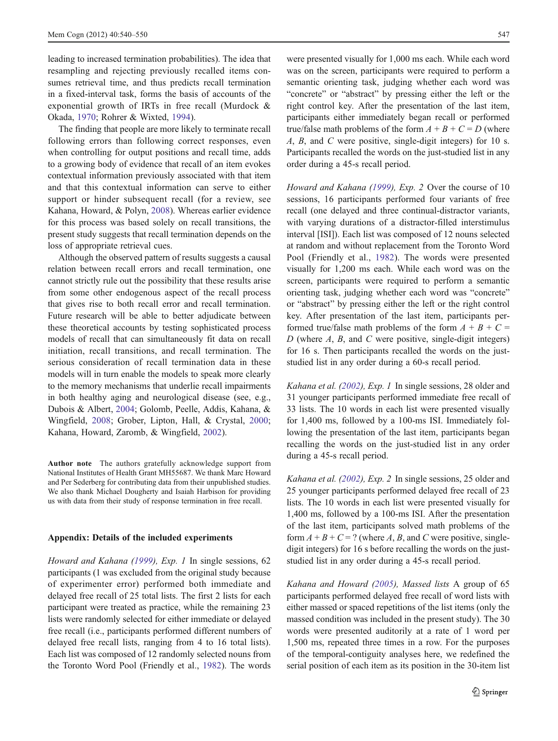leading to increased termination probabilities). The idea that resampling and rejecting previously recalled items consumes retrieval time, and thus predicts recall termination in a fixed-interval task, forms the basis of accounts of the exponential growth of IRTs in free recall (Murdock & Okada, 1970; Rohrer & Wixted, 1994).

The finding that people are more likely to terminate recall following errors than following correct responses, even when controlling for output positions and recall time, adds to a growing body of evidence that recall of an item evokes contextual information previously associated with that item and that this contextual information can serve to either support or hinder subsequent recall (for a review, see Kahana, Howard, & Polyn, 2008). Whereas earlier evidence for this process was based solely on recall transitions, the present study suggests that recall termination depends on the loss of appropriate retrieval cues.

Although the observed pattern of results suggests a causal relation between recall errors and recall termination, one cannot strictly rule out the possibility that these results arise from some other endogenous aspect of the recall process that gives rise to both recall error and recall termination. Future research will be able to better adjudicate between these theoretical accounts by testing sophisticated process models of recall that can simultaneously fit data on recall initiation, recall transitions, and recall termination. The serious consideration of recall termination data in these models will in turn enable the models to speak more clearly to the memory mechanisms that underlie recall impairments in both healthy aging and neurological disease (see, e.g., Dubois & Albert, 2004; Golomb, Peelle, Addis, Kahana, & Wingfield, 2008; Grober, Lipton, Hall, & Crystal, 2000; Kahana, Howard, Zaromb, & Wingfield, 2002).

**Author note** The authors gratefully acknowledge support from National Institutes of Health Grant MH55687. We thank Marc Howard and Per Sederberg for contributing data from their unpublished studies. We also thank Michael Dougherty and Isaiah Harbison for providing us with data from their study of response termination in free recall.

## Appendix: Details of the included experiments

*Howard and Kahana (1999), Exp. 1* In single sessions, 62 participants (1 was excluded from the original study because of experimenter error) performed both immediate and delayed free recall of 25 total lists. The first 2 lists for each participant were treated as practice, while the remaining 23 lists were randomly selected for either immediate or delayed free recall (i.e., participants performed different numbers of delayed free recall lists, ranging from 4 to 16 total lists). Each list was composed of 12 randomly selected nouns from the Toronto Word Pool (Friendly et al., 1982). The words were presented visually for 1,000 ms each. While each word was on the screen, participants were required to perform a semantic orienting task, judging whether each word was "concrete" or "abstract" by pressing either the left or the right control key. After the presentation of the last item, participants either immediately began recall or performed true/false math problems of the form $A + B + C = D$ (where $A$, $B$, and $C$ were positive, single-digit integers) for 10 s. Participants recalled the words on the just-studied list in any order during a 45-s recall period.

*Howard and Kahana (1999), Exp. 2* Over the course of 10 sessions, 16 participants performed four variants of free recall (one delayed and three continual-distractor variants, with varying durations of a distractor-filled interstimulus interval [ISI]). Each list was composed of 12 nouns selected at random and without replacement from the Toronto Word Pool (Friendly et al., 1982). The words were presented visually for 1,200 ms each. While each word was on the screen, participants were required to perform a semantic orienting task, judging whether each word was "concrete" or "abstract" by pressing either the left or the right control key. After presentation of the last item, participants performed true/false math problems of the form $A + B + C = D$ (where $A$, $B$, and $C$ were positive, single-digit integers) for 16 s. Then participants recalled the words on the just-studied list in any order during a 60-s recall period.

*Kahana et al. (2002), Exp. 1* In single sessions, 28 older and 31 younger participants performed immediate free recall of 33 lists. The 10 words in each list were presented visually for 1,400 ms, followed by a 100-ms ISI. Immediately following the presentation of the last item, participants began recalling the words on the just-studied list in any order during a 45-s recall period.

*Kahana et al. (2002), Exp. 2* In single sessions, 25 older and 25 younger participants performed delayed free recall of 23 lists. The 10 words in each list were presented visually for 1,400 ms, followed by a 100-ms ISI. After the presentation of the last item, participants solved math problems of the form $A + B + C = ?$ (where $A$, $B$, and $C$ were positive, single-digit integers) for 16 s before recalling the words on the just-studied list in any order during a 45-s recall period.

*Kahana and Howard (2005), Massed lists* A group of 65 participants performed delayed free recall of word lists with either massed or spaced repetitions of the list items (only the massed condition was included in the present study). The 30 words were presented auditorily at a rate of 1 word per 1,500 ms, repeated three times in a row. For the purposes of the temporal-contiguity analyses here, we redefined the serial position of each item as its position in the 30-item list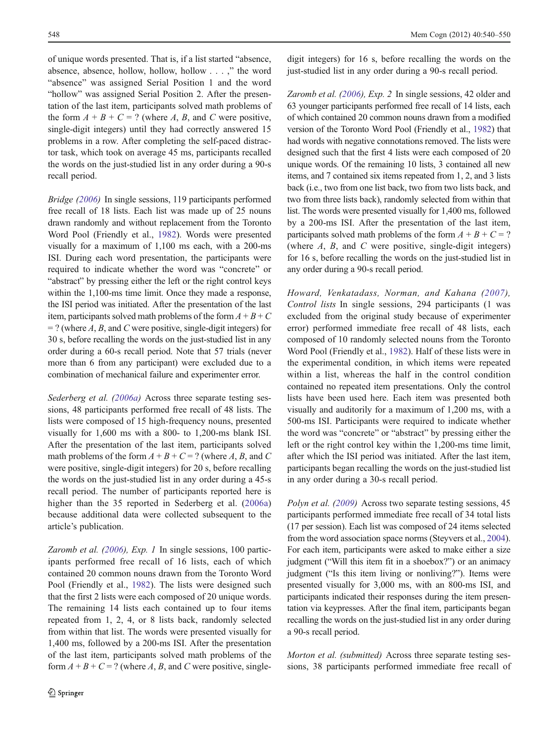of unique words presented. That is, if a list started "absence, absence, absence, hollow, hollow, hollow . . . ," the word "absence" was assigned Serial Position 1 and the word "hollow" was assigned Serial Position 2. After the presentation of the last item, participants solved math problems of the form $A + B + C = ?$ (where $A$, $B$, and $C$ were positive, single-digit integers) until they had correctly answered 15 problems in a row. After completing the self-paced distractor task, which took on average 45 ms, participants recalled the words on the just-studied list in any order during a 90-s recall period.

*Bridge (2006)* In single sessions, 119 participants performed free recall of 18 lists. Each list was made up of 25 nouns drawn randomly and without replacement from the Toronto Word Pool (Friendly et al., 1982). Words were presented visually for a maximum of 1,100 ms each, with a 200-ms ISI. During each word presentation, the participants were required to indicate whether the word was "concrete" or "abstract" by pressing either the left or the right control keys within the 1,100-ms time limit. Once they made a response, the ISI period was initiated. After the presentation of the last item, participants solved math problems of the form $A + B + C = ?$ (where $A$, $B$, and $C$ were positive, single-digit integers) for 30 s, before recalling the words on the just-studied list in any order during a 60-s recall period. Note that 57 trials (never more than 6 from any participant) were excluded due to a combination of mechanical failure and experimenter error.

*Sederberg et al. (2006a)* Across three separate testing sessions, 48 participants performed free recall of 48 lists. The lists were composed of 15 high-frequency nouns, presented visually for 1,600 ms with a 800- to 1,200-ms blank ISI. After the presentation of the last item, participants solved math problems of the form $A + B + C = ?$ (where $A$, $B$, and $C$ were positive, single-digit integers) for 20 s, before recalling the words on the just-studied list in any order during a 45-s recall period. The number of participants reported here is higher than the 35 reported in Sederberg et al. (2006a) because additional data were collected subsequent to the article's publication.

*Zaromb et al. (2006), Exp. 1* In single sessions, 100 participants performed free recall of 16 lists, each of which contained 20 common nouns drawn from the Toronto Word Pool (Friendly et al., 1982). The lists were designed such that the first 2 lists were each composed of 20 unique words. The remaining 14 lists each contained up to four items repeated from 1, 2, 4, or 8 lists back, randomly selected from within that list. The words were presented visually for 1,400 ms, followed by a 200-ms ISI. After the presentation of the last item, participants solved math problems of the form $A + B + C = ?$ (where $A$, $B$, and $C$ were positive, single-digit integers) for 16 s, before recalling the words on the just-studied list in any order during a 90-s recall period.

*Zaromb et al. (2006), Exp. 2* In single sessions, 42 older and 63 younger participants performed free recall of 14 lists, each of which contained 20 common nouns drawn from a modified version of the Toronto Word Pool (Friendly et al., 1982) that had words with negative connotations removed. The lists were designed such that the first 4 lists were each composed of 20 unique words. Of the remaining 10 lists, 3 contained all new items, and 7 contained six items repeated from 1, 2, and 3 lists back (i.e., two from one list back, two from two lists back, and two from three lists back), randomly selected from within that list. The words were presented visually for 1,400 ms, followed by a 200-ms ISI. After the presentation of the last item, participants solved math problems of the form $A + B + C = ?$ (where $A$, $B$, and $C$ were positive, single-digit integers) for 16 s, before recalling the words on the just-studied list in any order during a 90-s recall period.

*Howard, Venkatadass, Norman, and Kahana (2007), Control lists* In single sessions, 294 participants (1 was excluded from the original study because of experimenter error) performed immediate free recall of 48 lists, each composed of 10 randomly selected nouns from the Toronto Word Pool (Friendly et al., 1982). Half of these lists were in the experimental condition, in which items were repeated within a list, whereas the half in the control condition contained no repeated item presentations. Only the control lists have been used here. Each item was presented both visually and auditorily for a maximum of 1,200 ms, with a 500-ms ISI. Participants were required to indicate whether the word was "concrete" or "abstract" by pressing either the left or the right control key within the 1,200-ms time limit, after which the ISI period was initiated. After the last item, participants began recalling the words on the just-studied list in any order during a 30-s recall period.

*Polyn et al. (2009)* Across two separate testing sessions, 45 participants performed immediate free recall of 34 total lists (17 per session). Each list was composed of 24 items selected from the word association space norms (Steyvers et al., 2004). For each item, participants were asked to make either a size judgment ("Will this item fit in a shoebox?") or an animacy judgment ("Is this item living or nonliving?"). Items were presented visually for 3,000 ms, with an 800-ms ISI, and participants indicated their responses during the item presentation via keypresses. After the final item, participants began recalling the words on the just-studied list in any order during a 90-s recall period.

*Morton et al. (submitted)* Across three separate testing sessions, 38 participants performed immediate free recall of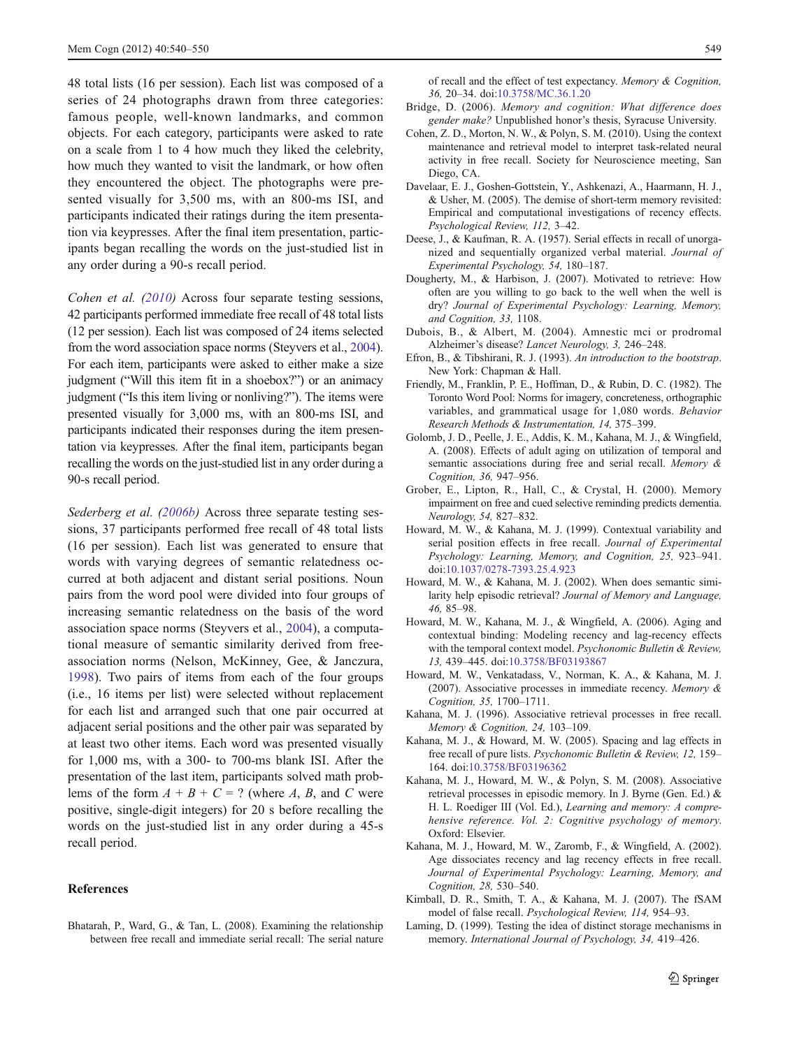48 total lists (16 per session). Each list was composed of a series of 24 photographs drawn from three categories: famous people, well-known landmarks, and common objects. For each category, participants were asked to rate on a scale from 1 to 4 how much they liked the celebrity, how much they wanted to visit the landmark, or how often they encountered the object. The photographs were presented visually for 3,500 ms, with an 800-ms ISI, and participants indicated their ratings during the item presentation via keypresses. After the final item presentation, participants began recalling the words on the just-studied list in any order during a 90-s recall period.

*Cohen et al. (2010)* Across four separate testing sessions, 42 participants performed immediate free recall of 48 total lists (12 per session). Each list was composed of 24 items selected from the word association space norms (Steyvers et al., 2004). For each item, participants were asked to either make a size judgment ("Will this item fit in a shoebox?") or an animacy judgment ("Is this item living or nonliving?"). The items were presented visually for 3,000 ms, with an 800-ms ISI, and participants indicated their responses during the item presentation via keypresses. After the final item, participants began recalling the words on the just-studied list in any order during a 90-s recall period.

*Sederberg et al. (2006b)* Across three separate testing sessions, 37 participants performed free recall of 48 total lists (16 per session). Each list was generated to ensure that words with varying degrees of semantic relatedness occurred at both adjacent and distant serial positions. Noun pairs from the word pool were divided into four groups of increasing semantic relatedness on the basis of the word association space norms (Steyvers et al., 2004), a computational measure of semantic similarity derived from free-association norms (Nelson, McKinney, Gee, & Janczura, 1998). Two pairs of items from each of the four groups (i.e., 16 items per list) were selected without replacement for each list and arranged such that one pair occurred at adjacent serial positions and the other pair was separated by at least two other items. Each word was presented visually for 1,000 ms, with a 300- to 700-ms blank ISI. After the presentation of the last item, participants solved math problems of the form $A + B + C = ?$ (where $A$, $B$, and $C$ were positive, single-digit integers) for 20 s before recalling the words on the just-studied list in any order during a 45-s recall period.

## References

Bhatarah, P., Ward, G., & Tan, L. (2008). Examining the relationship between free recall and immediate serial recall: The serial nature of recall and the effect of test expectancy. *Memory & Cognition, 36,* 20–34. doi:10.3758/MC.36.1.20

Bridge, D. (2006). *Memory and cognition: What difference does gender make?* Unpublished honor's thesis, Syracuse University.

Cohen, Z. D., Morton, N. W., & Polyn, S. M. (2010). Using the context maintenance and retrieval model to interpret task-related neural activity in free recall. Society for Neuroscience meeting, San Diego, CA.

Davelaar, E. J., Goshen-Gottstein, Y., Ashkenazi, A., Haarmann, H. J., & Usher, M. (2005). The demise of short-term memory revisited: Empirical and computational investigations of recency effects. *Psychological Review, 112,* 3–42.

Deese, J., & Kaufman, R. A. (1957). Serial effects in recall of unorganized and sequentially organized verbal material. *Journal of Experimental Psychology, 54,* 180–187.

Dougherty, M., & Harbison, J. (2007). Motivated to retrieve: How often are you willing to go back to the well when the well is dry? *Journal of Experimental Psychology: Learning, Memory, and Cognition, 33,* 1108.

Dubois, B., & Albert, M. (2004). Amnestic mci or prodromal Alzheimer's disease? *Lancet Neurology, 3,* 246–248.

Efron, B., & Tibshirani, R. J. (1993). *An introduction to the bootstrap*. New York: Chapman & Hall.

Friendly, M., Franklin, P. E., Hoffman, D., & Rubin, D. C. (1982). The Toronto Word Pool: Norms for imagery, concreteness, orthographic variables, and grammatical usage for 1,080 words. *Behavior Research Methods & Instrumentation, 14,* 375–399.

Golomb, J. D., Peelle, J. E., Addis, K. M., Kahana, M. J., & Wingfield, A. (2008). Effects of adult aging on utilization of temporal and semantic associations during free and serial recall. *Memory & Cognition, 36,* 947–956.

Grober, E., Lipton, R., Hall, C., & Crystal, H. (2000). Memory impairment on free and cued selective reminding predicts dementia. *Neurology, 54,* 827–832.

Howard, M. W., & Kahana, M. J. (1999). Contextual variability and serial position effects in free recall. *Journal of Experimental Psychology: Learning, Memory, and Cognition, 25,* 923–941. doi:10.1037/0278-7393.25.4.923

Howard, M. W., & Kahana, M. J. (2002). When does semantic similarity help episodic retrieval? *Journal of Memory and Language, 46,* 85–98.

Howard, M. W., Kahana, M. J., & Wingfield, A. (2006). Aging and contextual binding: Modeling recency and lag-recency effects with the temporal context model. *Psychonomic Bulletin & Review, 13,* 439–445. doi:10.3758/BF03193867

Howard, M. W., Venkatadass, V., Norman, K. A., & Kahana, M. J. (2007). Associative processes in immediate recency. *Memory & Cognition, 35,* 1700–1711.

Kahana, M. J. (1996). Associative retrieval processes in free recall. *Memory & Cognition, 24,* 103–109.

Kahana, M. J., & Howard, M. W. (2005). Spacing and lag effects in free recall of pure lists. *Psychonomic Bulletin & Review, 12,* 159–164. doi:10.3758/BF03196362

Kahana, M. J., Howard, M. W., & Polyn, S. M. (2008). Associative retrieval processes in episodic memory. In J. Byrne (Gen. Ed.) & H. L. Roediger III (Vol. Ed.), *Learning and memory: A comprehensive reference. Vol. 2: Cognitive psychology of memory.* Oxford: Elsevier.

Kahana, M. J., Howard, M. W., Zaromb, F., & Wingfield, A. (2002). Age dissociates recency and lag recency effects in free recall. *Journal of Experimental Psychology: Learning, Memory, and Cognition, 28,* 530–540.

Kimball, D. R., Smith, T. A., & Kahana, M. J. (2007). The fSAM model of false recall. *Psychological Review, 114,* 954–93.

Laming, D. (1999). Testing the idea of distinct storage mechanisms in memory. *International Journal of Psychology, 34,* 419–426.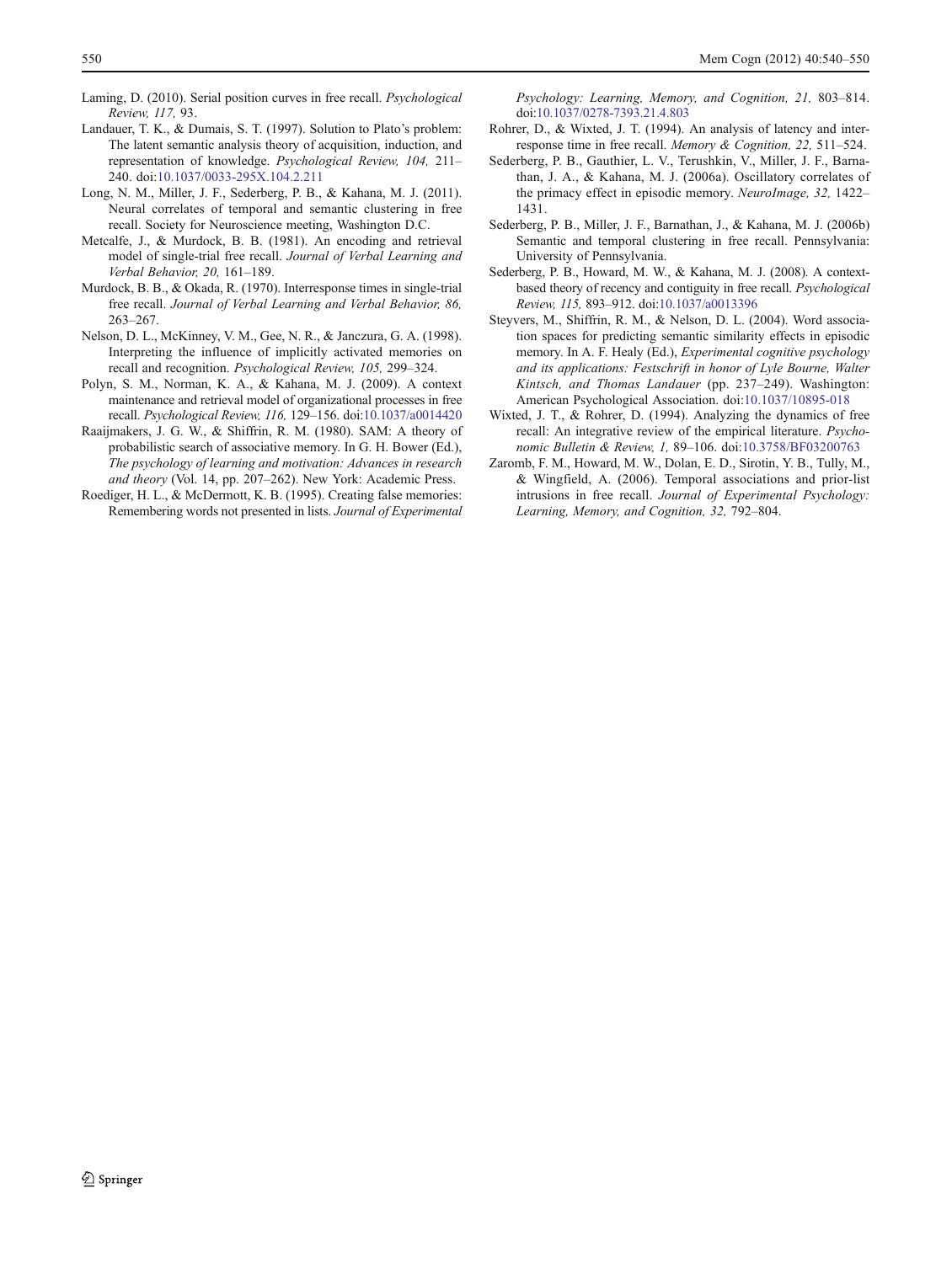Laming, D. (2010). Serial position curves in free recall. *Psychological Review, 117,* 93.

Landauer, T. K., & Dumais, S. T. (1997). Solution to Plato's problem: The latent semantic analysis theory of acquisition, induction, and representation of knowledge. *Psychological Review, 104,* 211–240. doi:10.1037/0033-295X.104.2.211

Long, N. M., Miller, J. F., Sederberg, P. B., & Kahana, M. J. (2011). Neural correlates of temporal and semantic clustering in free recall. Society for Neuroscience meeting, Washington D.C.

Metcalfe, J., & Murdock, B. B. (1981). An encoding and retrieval model of single-trial free recall. *Journal of Verbal Learning and Verbal Behavior, 20,* 161–189.

Murdock, B. B., & Okada, R. (1970). Interresponse times in single-trial free recall. *Journal of Verbal Learning and Verbal Behavior, 86,* 263–267.

Nelson, D. L., McKinney, V. M., Gee, N. R., & Janczura, G. A. (1998). Interpreting the influence of implicitly activated memories on recall and recognition. *Psychological Review, 105,* 299–324.

Polyn, S. M., Norman, K. A., & Kahana, M. J. (2009). A context maintenance and retrieval model of organizational processes in free recall. *Psychological Review, 116,* 129–156. doi:10.1037/a0014420

Raaijmakers, J. G. W., & Shiffrin, R. M. (1980). SAM: A theory of probabilistic search of associative memory. In G. H. Bower (Ed.), *The psychology of learning and motivation: Advances in research and theory* (Vol. 14, pp. 207–262). New York: Academic Press.

Roediger, H. L., & McDermott, K. B. (1995). Creating false memories: Remembering words not presented in lists. *Journal of Experimental Psychology: Learning, Memory, and Cognition, 21,* 803–814. doi:10.1037/0278-7393.21.4.803

Rohrer, D., & Wixted, J. T. (1994). An analysis of latency and interresponse time in free recall. *Memory & Cognition, 22,* 511–524.

Sederberg, P. B., Gauthier, L. V., Terushkin, V., Miller, J. F., Barnathan, J. A., & Kahana, M. J. (2006a). Oscillatory correlates of the primacy effect in episodic memory. *NeuroImage, 32,* 1422–1431.

Sederberg, P. B., Miller, J. F., Barnathan, J., & Kahana, M. J. (2006b) Semantic and temporal clustering in free recall. Pennsylvania: University of Pennsylvania.

Sederberg, P. B., Howard, M. W., & Kahana, M. J. (2008). A context-based theory of recency and contiguity in free recall. *Psychological Review, 115,* 893–912. doi:10.1037/a0013396

Steyvers, M., Shiffrin, R. M., & Nelson, D. L. (2004). Word association spaces for predicting semantic similarity effects in episodic memory. In A. F. Healy (Ed.), *Experimental cognitive psychology and its applications: Festschrift in honor of Lyle Bourne, Walter Kintsch, and Thomas Landauer* (pp. 237–249). Washington: American Psychological Association. doi:10.1037/10895-018

Wixted, J. T., & Rohrer, D. (1994). Analyzing the dynamics of free recall: An integrative review of the empirical literature. *Psychonomic Bulletin & Review, 1,* 89–106. doi:10.3758/BF03200763

Zaromb, F. M., Howard, M. W., Dolan, E. D., Sirotin, Y. B., Tully, M., & Wingfield, A. (2006). Temporal associations and prior-list intrusions in free recall. *Journal of Experimental Psychology: Learning, Memory, and Cognition, 32,* 792–804.